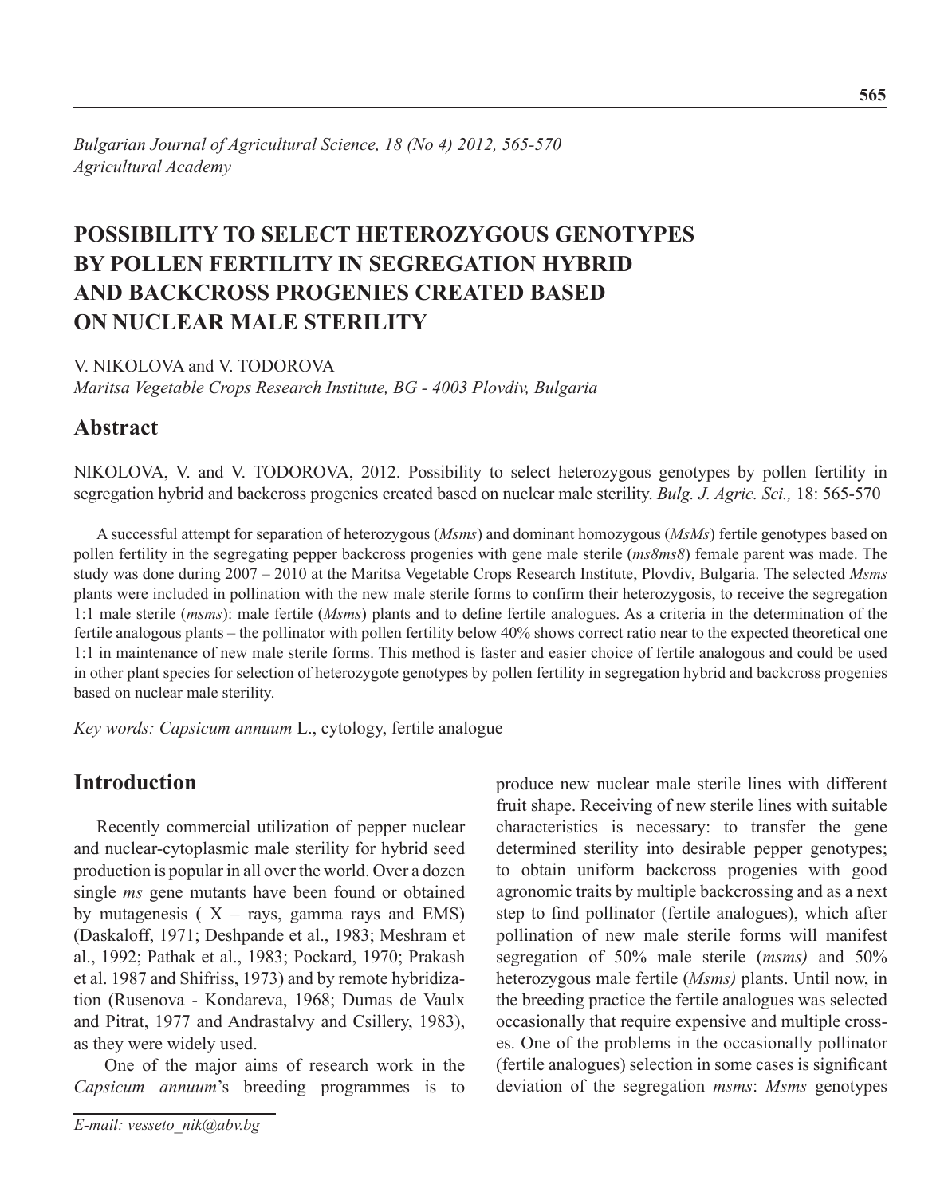*Bulgarian Journal of Agricultural Science, 18 (No 4) 2012, 565-570*
*Agricultural Academy*

# POSSIBILITY TO SELECT HETEROZYGOUS GENOTYPES BY POLLEN FERTILITY IN SEGREGATION HYBRID AND BACKCROSS PROGENIES CREATED BASED ON NUCLEAR MALE STERILITY

V. NIKOLOVA and V. TODOROVA

*Maritsa Vegetable Crops Research Institute, BG - 4003 Plovdiv, Bulgaria*

## Abstract

NIKOLOVA, V. and V. TODOROVA, 2012. Possibility to select heterozygous genotypes by pollen fertility in segregation hybrid and backcross progenies created based on nuclear male sterility. *Bulg. J. Agric. Sci.,* 18: 565-570

A successful attempt for separation of heterozygous (*Msms*) and dominant homozygous (*MsMs*) fertile genotypes based on pollen fertility in the segregating pepper backcross progenies with gene male sterile (*ms8ms8*) female parent was made. The study was done during 2007 – 2010 at the Maritsa Vegetable Crops Research Institute, Plovdiv, Bulgaria. The selected *Msms* plants were included in pollination with the new male sterile forms to confirm their heterozygosis, to receive the segregation 1:1 male sterile (*msms*): male fertile (*Msms*) plants and to define fertile analogues. As a criteria in the determination of the fertile analogous plants – the pollinator with pollen fertility below 40% shows correct ratio near to the expected theoretical one 1:1 in maintenance of new male sterile forms. This method is faster and easier choice of fertile analogous and could be used in other plant species for selection of heterozygote genotypes by pollen fertility in segregation hybrid and backcross progenies based on nuclear male sterility.

*Key words: Capsicum annuum* L., cytology, fertile analogue

## Introduction

Recently commercial utilization of pepper nuclear and nuclear-cytoplasmic male sterility for hybrid seed production is popular in all over the world. Over a dozen single *ms* gene mutants have been found or obtained by mutagenesis ( X – rays, gamma rays and EMS) (Daskaloff, 1971; Deshpande et al., 1983; Meshram et al., 1992; Pathak et al., 1983; Pockard, 1970; Prakash et al. 1987 and Shifriss, 1973) and by remote hybridization (Rusenova - Kondareva, 1968; Dumas de Vaulx and Pitrat, 1977 and Andrastalvy and Csillery, 1983), as they were widely used.

One of the major aims of research work in the *Capsicum annuum*'s breeding programmes is to produce new nuclear male sterile lines with different fruit shape. Receiving of new sterile lines with suitable characteristics is necessary: to transfer the gene determined sterility into desirable pepper genotypes; to obtain uniform backcross progenies with good agronomic traits by multiple backcrossing and as a next step to find pollinator (fertile analogues), which after pollination of new male sterile forms will manifest segregation of 50% male sterile (*msms)* and 50% heterozygous male fertile (*Msms)* plants. Until now, in the breeding practice the fertile analogues was selected occasionally that require expensive and multiple crosses. One of the problems in the occasionally pollinator (fertile analogues) selection in some cases is significant deviation of the segregation *msms*: *Msms* genotypes

E-mail: vesseto_nik@abv.bg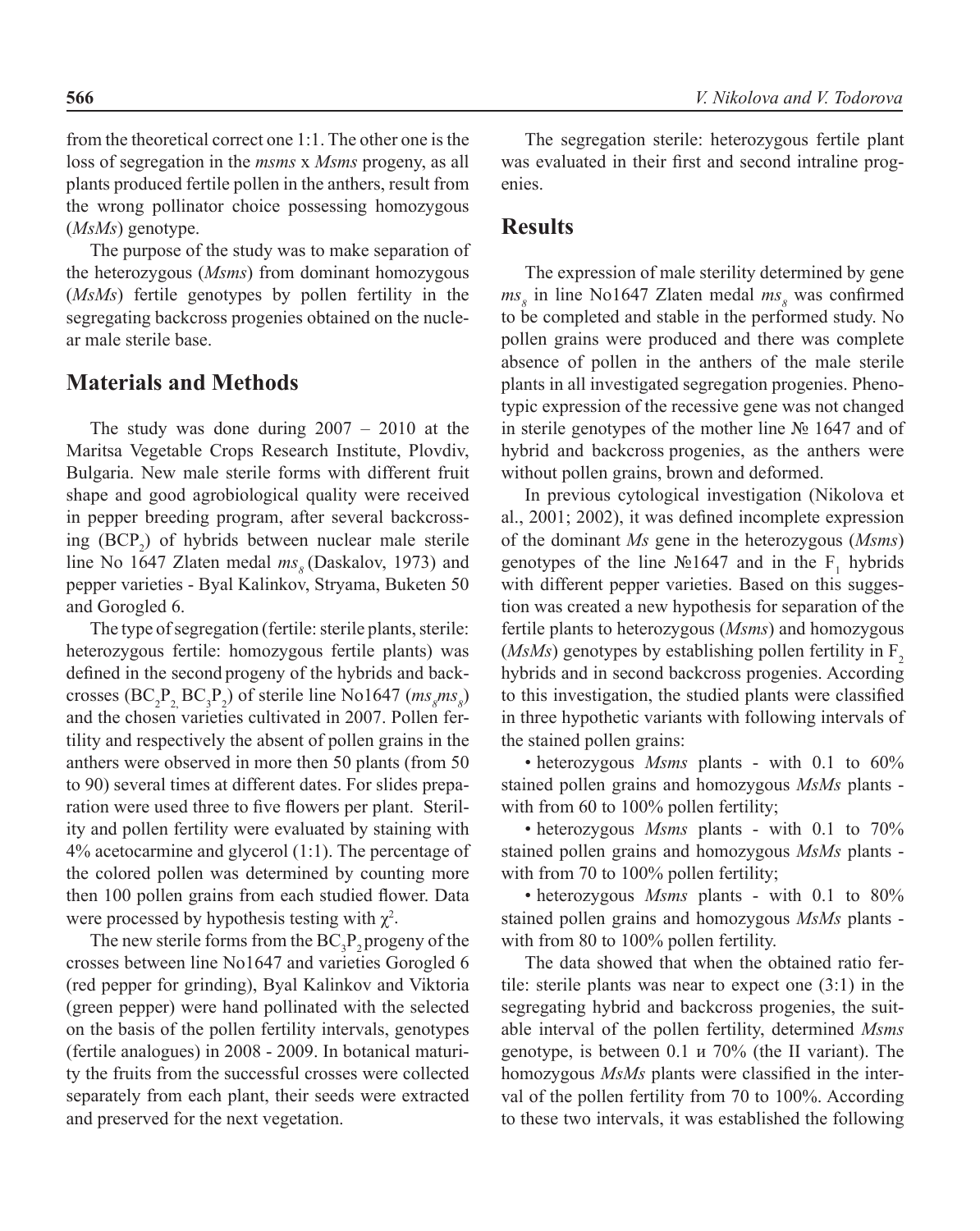from the theoretical correct one 1:1. The other one is the loss of segregation in the *msms* x *Msms* progeny, as all plants produced fertile pollen in the anthers, result from the wrong pollinator choice possessing homozygous (*MsMs*) genotype.

The purpose of the study was to make separation of the heterozygous (*Msms*) from dominant homozygous (*MsMs*) fertile genotypes by pollen fertility in the segregating backcross progenies obtained on the nuclear male sterile base.

## Materials and Methods

The study was done during 2007 – 2010 at the Maritsa Vegetable Crops Research Institute, Plovdiv, Bulgaria. New male sterile forms with different fruit shape and good agrobiological quality were received in pepper breeding program, after several backcrossing ($BCP_2$) of hybrids between nuclear male sterile line No 1647 Zlaten medal $ms_8$ (Daskalov, 1973) and pepper varieties - Byal Kalinkov, Stryama, Buketen 50 and Gorogled 6.

The type of segregation (fertile: sterile plants, sterile: heterozygous fertile: homozygous fertile plants) was defined in the second progeny of the hybrids and backcrosses ($BC_2P_2$, $BC_3P_2$) of sterile line No1647 ($ms_8ms_8$) and the chosen varieties cultivated in 2007. Pollen fertility and respectively the absent of pollen grains in the anthers were observed in more then 50 plants (from 50 to 90) several times at different dates. For slides preparation were used three to five flowers per plant. Sterility and pollen fertility were evaluated by staining with 4% acetocarmine and glycerol (1:1). The percentage of the colored pollen was determined by counting more then 100 pollen grains from each studied flower. Data were processed by hypothesis testing with $\chi^2$.

The new sterile forms from the $BC_3P_2$ progeny of the crosses between line No1647 and varieties Gorogled 6 (red pepper for grinding), Byal Kalinkov and Viktoria (green pepper) were hand pollinated with the selected on the basis of the pollen fertility intervals, genotypes (fertile analogues) in 2008 - 2009. In botanical maturity the fruits from the successful crosses were collected separately from each plant, their seeds were extracted and preserved for the next vegetation.

The segregation sterile: heterozygous fertile plant was evaluated in their first and second intraline progenies.

## Results

The expression of male sterility determined by gene $ms_8$ in line No1647 Zlaten medal $ms_8$ was confirmed to be completed and stable in the performed study. No pollen grains were produced and there was complete absence of pollen in the anthers of the male sterile plants in all investigated segregation progenies. Phenotypic expression of the recessive gene was not changed in sterile genotypes of the mother line № 1647 and of hybrid and backcross progenies, as the anthers were without pollen grains, brown and deformed.

In previous cytological investigation (Nikolova et al., 2001; 2002), it was defined incomplete expression of the dominant *Ms* gene in the heterozygous (*Msms*) genotypes of the line №1647 and in the $F_1$ hybrids with different pepper varieties. Based on this suggestion was created a new hypothesis for separation of the fertile plants to heterozygous (*Msms*) and homozygous (*MsMs*) genotypes by establishing pollen fertility in $F_2$ hybrids and in second backcross progenies. According to this investigation, the studied plants were classified in three hypothetic variants with following intervals of the stained pollen grains:

- heterozygous *Msms* plants - with 0.1 to 60% stained pollen grains and homozygous *MsMs* plants - with from 60 to 100% pollen fertility;
- heterozygous *Msms* plants - with 0.1 to 70% stained pollen grains and homozygous *MsMs* plants - with from 70 to 100% pollen fertility;
- heterozygous *Msms* plants - with 0.1 to 80% stained pollen grains and homozygous *MsMs* plants - with from 80 to 100% pollen fertility.

The data showed that when the obtained ratio fertile: sterile plants was near to expect one (3:1) in the segregating hybrid and backcross progenies, the suitable interval of the pollen fertility, determined *Msms* genotype, is between 0.1 и 70% (the II variant). The homozygous *MsMs* plants were classified in the interval of the pollen fertility from 70 to 100%. According to these two intervals, it was established the following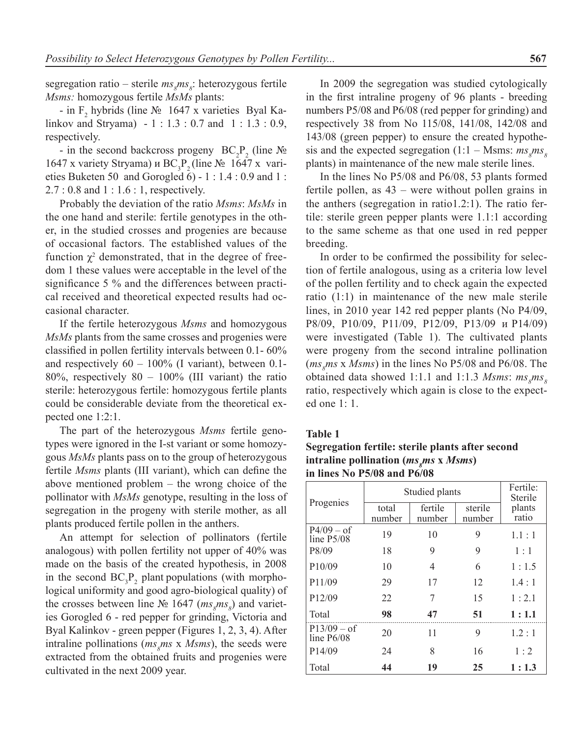segregation ratio – sterile $ms_8ms_8$: heterozygous fertile *Msms:* homozygous fertile *MsMs* plants:

- in $F_2$ hybrids (line № 1647 x varieties Byal Kalinkov and Stryama) - 1 : 1.3 : 0.7 and 1 : 1.3 : 0.9, respectively.

- in the second backcross progeny $BC_2P_2$ (line № 1647 x variety Stryama) и $BC_3P_2$ (line № 1647 x varieties Buketen 50 and Gorogled 6) - 1 : 1.4 : 0.9 and 1 : 2.7 : 0.8 and 1 : 1.6 : 1, respectively.

Probably the deviation of the ratio *Msms*: *MsMs* in the one hand and sterile: fertile genotypes in the other, in the studied crosses and progenies are because of occasional factors. The established values of the function $\chi^2$ demonstrated, that in the degree of freedom 1 these values were acceptable in the level of the significance 5 % and the differences between practical received and theoretical expected results had occasional character.

If the fertile heterozygous *Msms* and homozygous *MsMs* plants from the same crosses and progenies were classified in pollen fertility intervals between 0.1- 60% and respectively 60 – 100% (I variant), between 0.1-80%, respectively 80 – 100% (III variant) the ratio sterile: heterozygous fertile: homozygous fertile plants could be considerable deviate from the theoretical expected one 1:2:1.

The part of the heterozygous *Msms* fertile genotypes were ignored in the I-st variant or some homozygous *MsMs* plants pass on to the group of heterozygous fertile *Msms* plants (III variant), which can define the above mentioned problem – the wrong choice of the pollinator with *MsMs* genotype, resulting in the loss of segregation in the progeny with sterile mother, as all plants produced fertile pollen in the anthers.

An attempt for selection of pollinators (fertile analogous) with pollen fertility not upper of 40% was made on the basis of the created hypothesis, in 2008 in the second $BC_3P_2$ plant populations (with morphological uniformity and good agro-biological quality) of the crosses between line № 1647 ($ms_8ms_8$) and varieties Gorogled 6 - red pepper for grinding, Victoria and Byal Kalinkov - green pepper (Figures 1, 2, 3, 4). After intraline pollinations ($ms_8ms$ x *Msms*), the seeds were extracted from the obtained fruits and progenies were cultivated in the next 2009 year.

In 2009 the segregation was studied cytologically in the first intraline progeny of 96 plants - breeding numbers P5/08 and P6/08 (red pepper for grinding) and respectively 38 from No 115/08, 141/08, 142/08 and 143/08 (green pepper) to ensure the created hypothesis and the expected segregation (1:1 – Msms: $ms_8ms_8$ plants) in maintenance of the new male sterile lines.

In the lines No P5/08 and P6/08, 53 plants formed fertile pollen, as 43 – were without pollen grains in the anthers (segregation in ratio1.2:1). The ratio fertile: sterile green pepper plants were 1.1:1 according to the same scheme as that one used in red pepper breeding.

In order to be confirmed the possibility for selection of fertile analogous, using as a criteria low level of the pollen fertility and to check again the expected ratio (1:1) in maintenance of the new male sterile lines, in 2010 year 142 red pepper plants (No P4/09, P8/09, P10/09, P11/09, P12/09, P13/09 и P14/09) were investigated (Table 1). The cultivated plants were progeny from the second intraline pollination ($ms_8ms$ x *Msms*) in the lines No P5/08 and P6/08. The obtained data showed 1:1.1 and 1:1.3 *Msms*: $ms_8ms_8$ ratio, respectively which again is close to the expected one 1: 1.

**Table 1**
**Segregation fertile: sterile plants after second intraline pollination ($ms_8ms$ x *Msms*) in lines No P5/08 and P6/08**

| Progenies | Studied plants | | | Fertile: Sterile plants ratio |
|---|---|---|---|---|
| | total number | fertile number | sterile number | |
| P4/09 – of line P5/08 | 19 | 10 | 9 | 1.1 : 1 |
| P8/09 | 18 | 9 | 9 | 1 : 1 |
| P10/09 | 10 | 4 | 6 | 1 : 1.5 |
| P11/09 | 29 | 17 | 12 | 1.4 : 1 |
| P12/09 | 22 | 7 | 15 | 1 : 2.1 |
| Total | **98** | **47** | **51** | **1 : 1.1** |
| P13/09 – of line P6/08 | 20 | 11 | 9 | 1.2 : 1 |
| P14/09 | 24 | 8 | 16 | 1 : 2 |
| Total | **44** | **19** | **25** | **1 : 1.3** |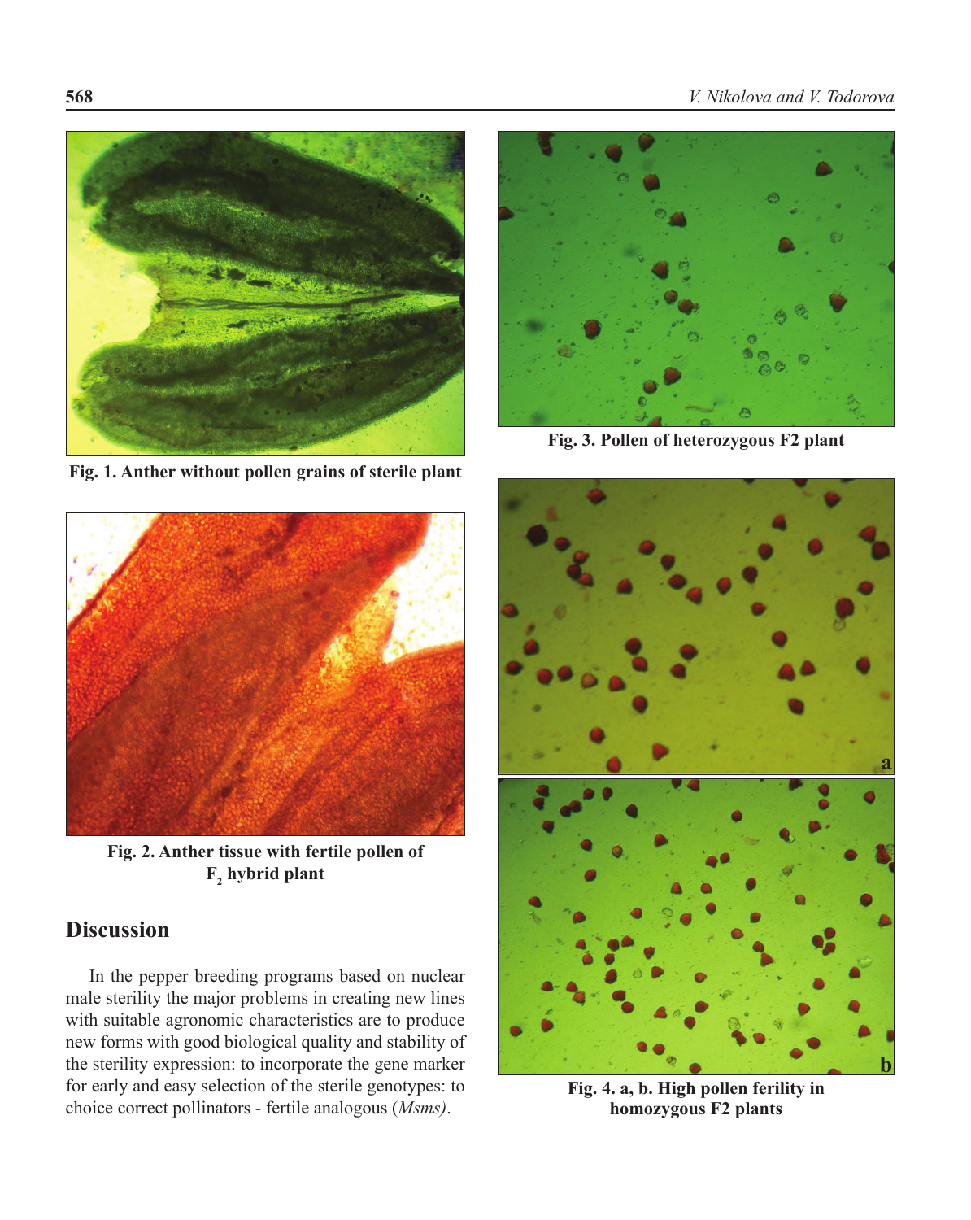Fig. 1. Anther without pollen grains of sterile plant

Fig. 2. Anther tissue with fertile pollen of $F_2$ hybrid plant

Fig. 3. Pollen of heterozygous F2 plant

Fig. 4. a, b. High pollen ferility in homozygous F2 plants

## Discussion

In the pepper breeding programs based on nuclear male sterility the major problems in creating new lines with suitable agronomic characteristics are to produce new forms with good biological quality and stability of the sterility expression: to incorporate the gene marker for early and easy selection of the sterile genotypes: to choice correct pollinators - fertile analogous (*Msms)*.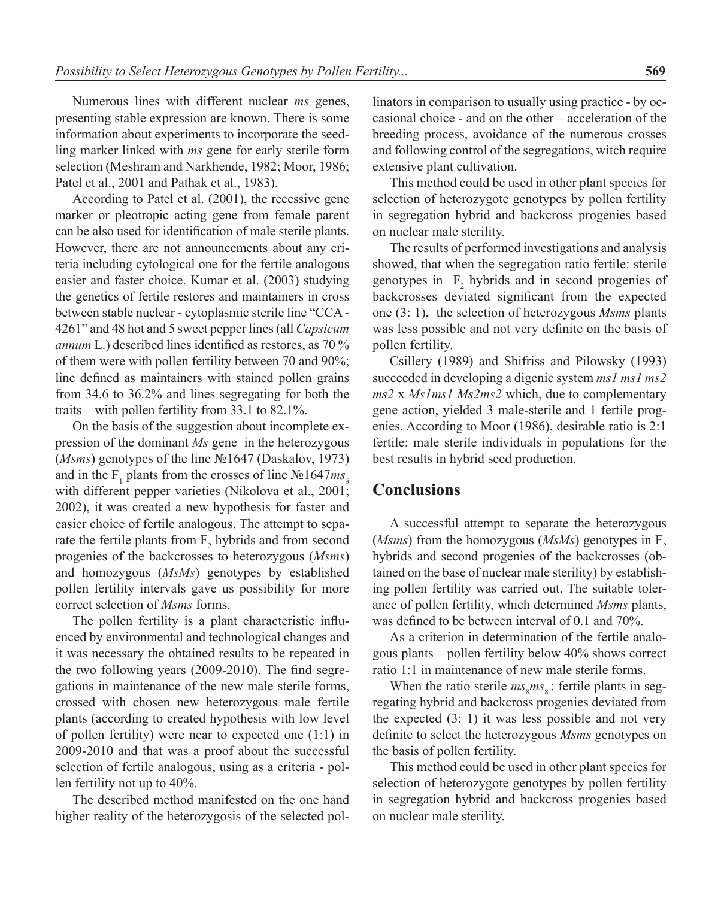Numerous lines with different nuclear *ms* genes, presenting stable expression are known. There is some information about experiments to incorporate the seedling marker linked with *ms* gene for early sterile form selection (Meshram and Narkhende, 1982; Moor, 1986; Patel et al., 2001 and Pathak et al., 1983).

According to Patel et al. (2001), the recessive gene marker or pleotropic acting gene from female parent can be also used for identification of male sterile plants. However, there are not announcements about any criteria including cytological one for the fertile analogous easier and faster choice. Kumar et al. (2003) studying the genetics of fertile restores and maintainers in cross between stable nuclear - cytoplasmic sterile line "CCA - 4261" and 48 hot and 5 sweet pepper lines (all *Capsicum annum* L.) described lines identified as restores, as 70 % of them were with pollen fertility between 70 and 90%; line defined as maintainers with stained pollen grains from 34.6 to 36.2% and lines segregating for both the traits – with pollen fertility from 33.1 to 82.1%.

On the basis of the suggestion about incomplete expression of the dominant *Ms* gene in the heterozygous (*Msms*) genotypes of the line №1647 (Daskalov, 1973) and in the $F_1$ plants from the crosses of line №1647$ms_8$ with different pepper varieties (Nikolova et al., 2001; 2002), it was created a new hypothesis for faster and easier choice of fertile analogous. The attempt to separate the fertile plants from $F_2$ hybrids and from second progenies of the backcrosses to heterozygous (*Msms*) and homozygous (*MsMs*) genotypes by established pollen fertility intervals gave us possibility for more correct selection of *Msms* forms.

The pollen fertility is a plant characteristic influenced by environmental and technological changes and it was necessary the obtained results to be repeated in the two following years (2009-2010). The find segregations in maintenance of the new male sterile forms, crossed with chosen new heterozygous male fertile plants (according to created hypothesis with low level of pollen fertility) were near to expected one (1:1) in 2009-2010 and that was a proof about the successful selection of fertile analogous, using as a criteria - pollen fertility not up to 40%.

The described method manifested on the one hand higher reality of the heterozygosis of the selected pollinators in comparison to usually using practice - by occasional choice - and on the other – acceleration of the breeding process, avoidance of the numerous crosses and following control of the segregations, witch require extensive plant cultivation.

This method could be used in other plant species for selection of heterozygote genotypes by pollen fertility in segregation hybrid and backcross progenies based on nuclear male sterility.

The results of performed investigations and analysis showed, that when the segregation ratio fertile: sterile genotypes in $F_2$ hybrids and in second progenies of backcrosses deviated significant from the expected one (3: 1), the selection of heterozygous *Msms* plants was less possible and not very definite on the basis of pollen fertility.

Csillery (1989) and Shifriss and Pilowsky (1993) succeeded in developing a digenic system *ms1 ms1 ms2 ms2* x *Ms1ms1 Ms2ms2* which, due to complementary gene action, yielded 3 male-sterile and 1 fertile progenies. According to Moor (1986), desirable ratio is 2:1 fertile: male sterile individuals in populations for the best results in hybrid seed production.

## Conclusions

A successful attempt to separate the heterozygous (*Msms*) from the homozygous (*MsMs*) genotypes in $F_2$ hybrids and second progenies of the backcrosses (obtained on the base of nuclear male sterility) by establishing pollen fertility was carried out. The suitable tolerance of pollen fertility, which determined *Msms* plants, was defined to be between interval of 0.1 and 70%.

As a criterion in determination of the fertile analogous plants – pollen fertility below 40% shows correct ratio 1:1 in maintenance of new male sterile forms.

When the ratio sterile $ms_8ms_8$ : fertile plants in segregating hybrid and backcross progenies deviated from the expected (3: 1) it was less possible and not very definite to select the heterozygous *Msms* genotypes on the basis of pollen fertility.

This method could be used in other plant species for selection of heterozygote genotypes by pollen fertility in segregation hybrid and backcross progenies based on nuclear male sterility.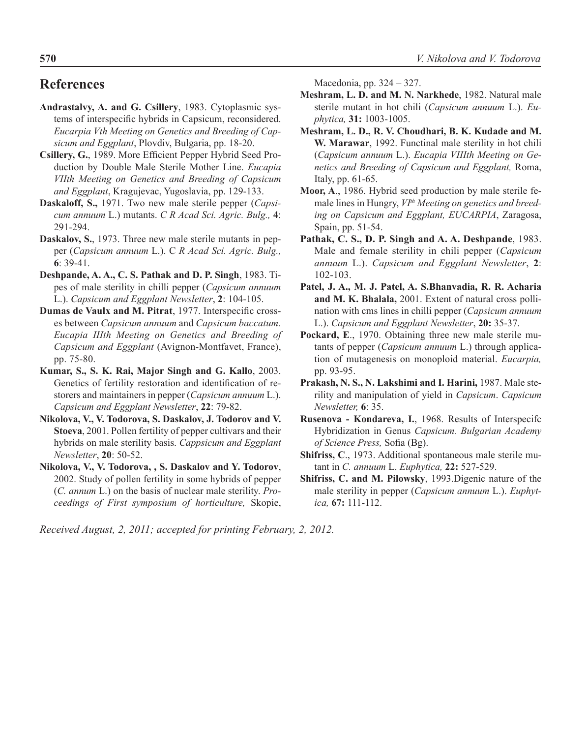## References

**Andrastalvy, A. and G. Csillery**, 1983. Cytoplasmic systems of interspecific hybrids in Capsicum, reconsidered. *Eucarpia Vth Meeting on Genetics and Breeding of Capsicum and Eggplant*, Plovdiv, Bulgaria, pp. 18-20.

**Csillery, G.**, 1989. More Efficient Pepper Hybrid Seed Production by Double Male Sterile Mother Line. *Eucapia VIIth Meeting on Genetics and Breeding of Capsicum and Eggplant*, Kragujevac, Yugoslavia, pp. 129-133.

**Daskaloff, S.,** 1971. Two new male sterile pepper (*Capsicum annuum* L.) mutants. *C R Acad Sci. Agric. Bulg.,* **4**: 291-294.

**Daskalov, S.**, 1973. Three new male sterile mutants in pepper (*Capsicum annuum* L.). C *R Acad Sci. Agric. Bulg.,* **6**: 39-41.

**Deshpande, A. A., C. S. Pathak and D. P. Singh**, 1983. Tipes of male sterility in chilli pepper (*Capsicum annuum* L.). *Capsicum and Eggplant Newsletter*, **2**: 104-105.

**Dumas de Vaulx and M. Pitrat**, 1977. Interspecific crosses between *Capsicum annuum* and *Capsicum baccatum. Eucapia IIIth Meeting on Genetics and Breeding of Capsicum and Eggplant* (Avignon-Montfavet, France), pp. 75-80.

**Kumar, S., S. K. Rai, Major Singh and G. Kallo**, 2003. Genetics of fertility restoration and identification of restorers and maintainers in pepper (*Capsicum annuum* L.). *Capsicum and Eggplant Newsletter*, **22**: 79-82.

**Nikolova, V., V. Todorova, S. Daskalov, J. Todorov and V. Stoeva**, 2001. Pollen fertility of pepper cultivars and their hybrids on male sterility basis. *Cappsicum and Eggplant Newsletter*, **20**: 50-52.

**Nikolova, V., V. Todorova, , S. Daskalov and Y. Todorov**, 2002. Study of pollen fertility in some hybrids of pepper (*C. annum* L.) on the basis of nuclear male sterility. *Proceedings of First symposium of horticulture,* Skopie, Macedonia, pp. 324 – 327.

**Meshram, L. D. and M. N. Narkhede**, 1982. Natural male sterile mutant in hot chili (*Capsicum annuum* L.). *Euphytica,* **31:** 1003-1005.

**Meshram, L. D., R. V. Choudhari, B. K. Kudade and M. W. Marawar**, 1992. Functinal male sterility in hot chili (*Capsicum annuum* L.). *Eucapia VIIIth Meeting on Genetics and Breeding of Capsicum and Eggplant,* Roma, Italy, pp. 61-65.

**Moor, A**., 1986. Hybrid seed production by male sterile female lines in Hungry, *VIth Meeting on genetics and breeding on Capsicum and Eggplant, EUCARPIA*, Zaragosa, Spain, pp. 51-54.

**Pathak, C. S., D. P. Singh and A. A. Deshpande**, 1983. Male and female sterility in chili pepper (*Capsicum annuum* L.). *Capsicum and Eggplant Newsletter*, **2**: 102-103.

**Patel, J. A., M. J. Patel, A. S.Bhanvadia, R. R. Acharia and M. K. Bhalala,** 2001. Extent of natural cross pollination with cms lines in chilli pepper (*Capsicum annuum* L.). *Capsicum and Eggplant Newsletter*, **20:** 35-37.

**Pockard, E**., 1970. Obtaining three new male sterile mutants of pepper (*Capsicum annuum* L.) through application of mutagenesis on monoploid material. *Eucarpia,* pp. 93-95.

**Prakash, N. S., N. Lakshimi and I. Harini,** 1987. Male sterility and manipulation of yield in *Capsicum*. *Capsicum Newsletter,* **6**: 35.

**Rusenova - Kondareva, I.**, 1968. Results of Interspecifc Hybridization in Genus *Capsicum. Bulgarian Academy of Science Press,* Sofia (Bg).

**Shifriss, C**., 1973. Additional spontaneous male sterile mutant in *C. annuum* L. *Euphytica,* **22:** 527-529.

**Shifriss, C. and M. Pilowsky**, 1993.Digenic nature of the male sterility in pepper (*Capsicum annuum* L.). *Euphytica,* **67:** 111-112.

*Received August, 2, 2011; accepted for printing February, 2, 2012.*